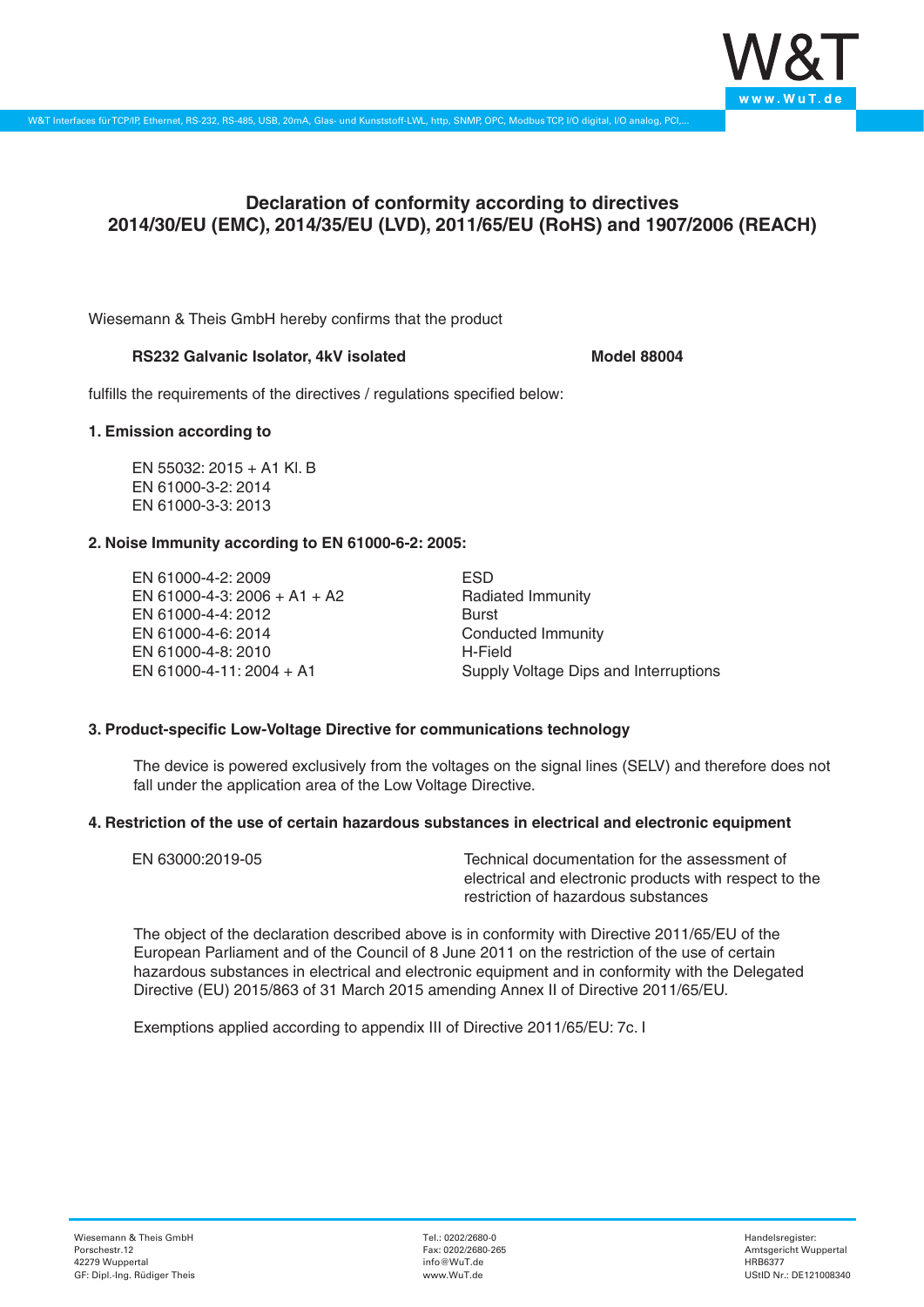# Declaration of conformity according to directives 2014/30/EU (EMC), 2014/35/EU (LVD), 2011/65/EU (RoHS) and 1907/2006 (REACH)

Wiesemann & Theis GmbH hereby confirms that the product

**RS232 Galvanic Isolator, 4kV isolated** **Model 88004**

fulfills the requirements of the directives / regulations specified below:

**1. Emission according to**

EN 55032: 2015 + A1 Kl. B
EN 61000-3-2: 2014
EN 61000-3-3: 2013

**2. Noise Immunity according to EN 61000-6-2: 2005:**

| | |
|---|---|
| EN 61000-4-2: 2009 | ESD |
| EN 61000-4-3: 2006 + A1 + A2 | Radiated Immunity |
| EN 61000-4-4: 2012 | Burst |
| EN 61000-4-6: 2014 | Conducted Immunity |
| EN 61000-4-8: 2010 | H-Field |
| EN 61000-4-11: 2004 + A1 | Supply Voltage Dips and Interruptions |

**3. Product-specific Low-Voltage Directive for communications technology**

The device is powered exclusively from the voltages on the signal lines (SELV) and therefore does not fall under the application area of the Low Voltage Directive.

**4. Restriction of the use of certain hazardous substances in electrical and electronic equipment**

| | |
|---|---|
| EN 63000:2019-05 | Technical documentation for the assessment of electrical and electronic products with respect to the restriction of hazardous substances |

The object of the declaration described above is in conformity with Directive 2011/65/EU of the European Parliament and of the Council of 8 June 2011 on the restriction of the use of certain hazardous substances in electrical and electronic equipment and in conformity with the Delegated Directive (EU) 2015/863 of 31 March 2015 amending Annex II of Directive 2011/65/EU.

Exemptions applied according to appendix III of Directive 2011/65/EU: 7c. I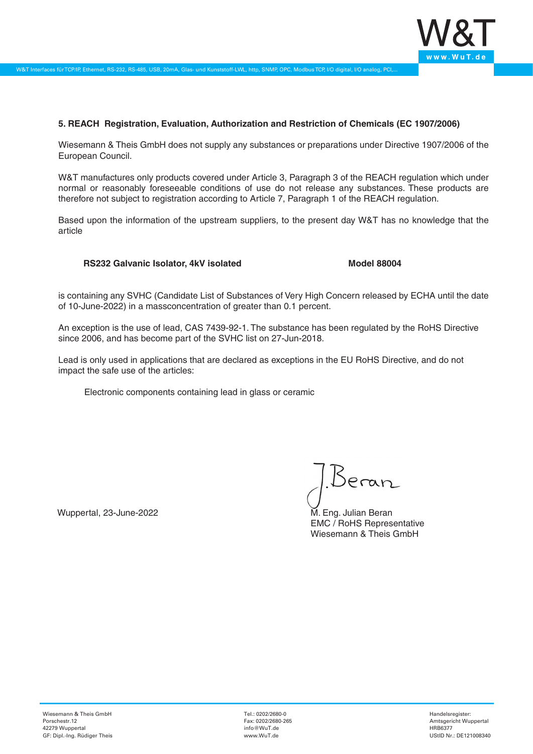## 5. REACH Registration, Evaluation, Authorization and Restriction of Chemicals (EC 1907/2006)

Wiesemann & Theis GmbH does not supply any substances or preparations under Directive 1907/2006 of the European Council.

W&T manufactures only products covered under Article 3, Paragraph 3 of the REACH regulation which under normal or reasonably foreseeable conditions of use do not release any substances. These products are therefore not subject to registration according to Article 7, Paragraph 1 of the REACH regulation.

Based upon the information of the upstream suppliers, to the present day W&T has no knowledge that the article

**RS232 Galvanic Isolator, 4kV isolated** **Model 88004**

is containing any SVHC (Candidate List of Substances of Very High Concern released by ECHA until the date of 10-June-2022) in a massconcentration of greater than 0.1 percent.

An exception is the use of lead, CAS 7439-92-1. The substance has been regulated by the RoHS Directive since 2006, and has become part of the SVHC list on 27-Jun-2018.

Lead is only used in applications that are declared as exceptions in the EU RoHS Directive, and do not impact the safe use of the articles:

Electronic components containing lead in glass or ceramic

Wuppertal, 23-June-2022

J.Beran

M. Eng. Julian Beran
EMC / RoHS Representative
Wiesemann & Theis GmbH